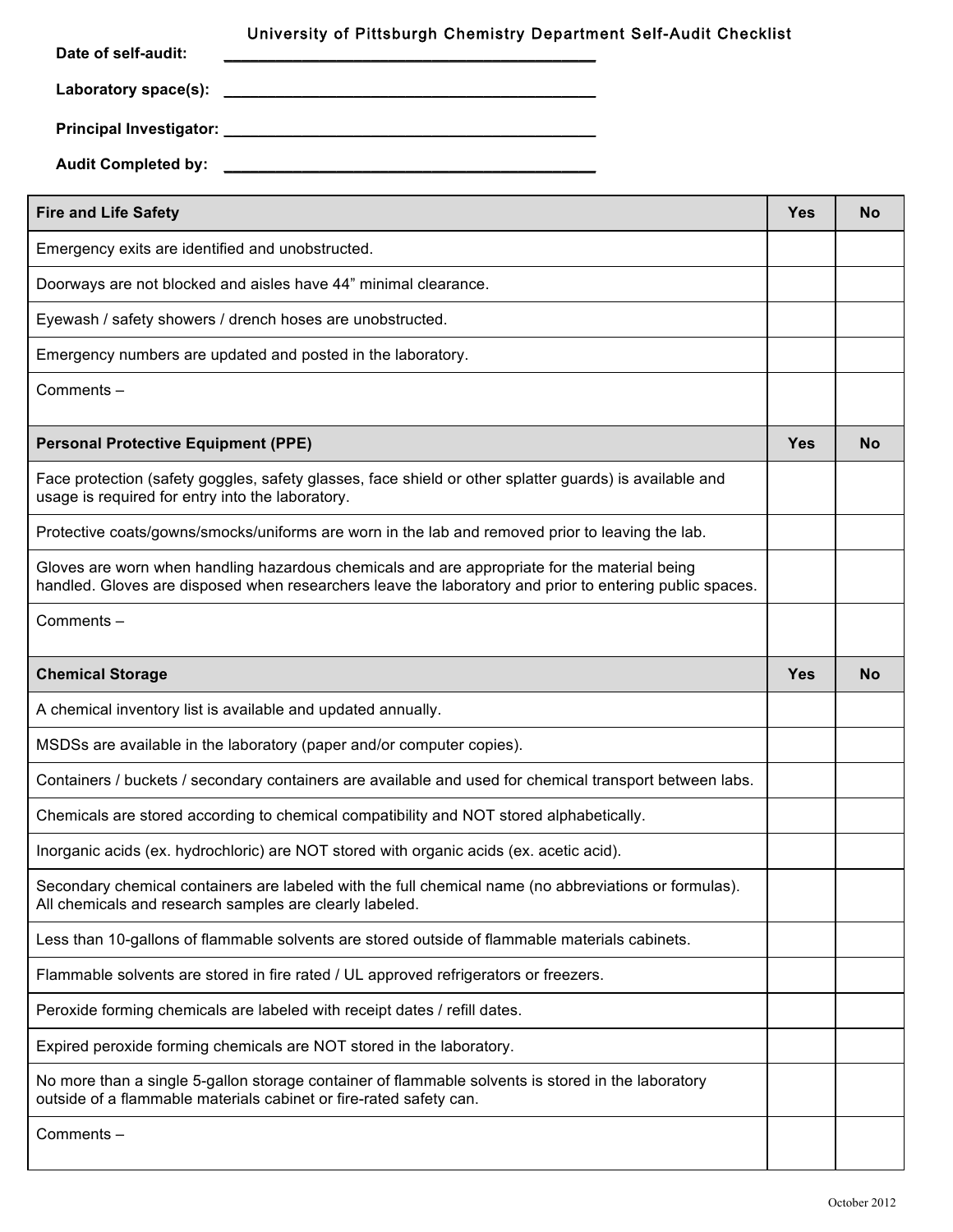# University of Pittsburgh Chemistry Department Self-Audit Checklist

**Date of self-audit:** _____________________________________________

**Laboratory space(s):** _____________________________________________

**Principal Investigator:** _____________________________________________

**Audit Completed by:** _____________________________________________

| **Fire and Life Safety** | **Yes** | **No** |
|---|---|---|
| Emergency exits are identified and unobstructed. | | |
| Doorways are not blocked and aisles have 44" minimal clearance. | | |
| Eyewash / safety showers / drench hoses are unobstructed. | | |
| Emergency numbers are updated and posted in the laboratory. | | |
| Comments – | | |
| **Personal Protective Equipment (PPE)** | **Yes** | **No** |
| Face protection (safety goggles, safety glasses, face shield or other splatter guards) is available and usage is required for entry into the laboratory. | | |
| Protective coats/gowns/smocks/uniforms are worn in the lab and removed prior to leaving the lab. | | |
| Gloves are worn when handling hazardous chemicals and are appropriate for the material being handled. Gloves are disposed when researchers leave the laboratory and prior to entering public spaces. | | |
| Comments – | | |
| **Chemical Storage** | **Yes** | **No** |
| A chemical inventory list is available and updated annually. | | |
| MSDSs are available in the laboratory (paper and/or computer copies). | | |
| Containers / buckets / secondary containers are available and used for chemical transport between labs. | | |
| Chemicals are stored according to chemical compatibility and NOT stored alphabetically. | | |
| Inorganic acids (ex. hydrochloric) are NOT stored with organic acids (ex. acetic acid). | | |
| Secondary chemical containers are labeled with the full chemical name (no abbreviations or formulas). All chemicals and research samples are clearly labeled. | | |
| Less than 10-gallons of flammable solvents are stored outside of flammable materials cabinets. | | |
| Flammable solvents are stored in fire rated / UL approved refrigerators or freezers. | | |
| Peroxide forming chemicals are labeled with receipt dates / refill dates. | | |
| Expired peroxide forming chemicals are NOT stored in the laboratory. | | |
| No more than a single 5-gallon storage container of flammable solvents is stored in the laboratory outside of a flammable materials cabinet or fire-rated safety can. | | |
| Comments – | | |

October 2012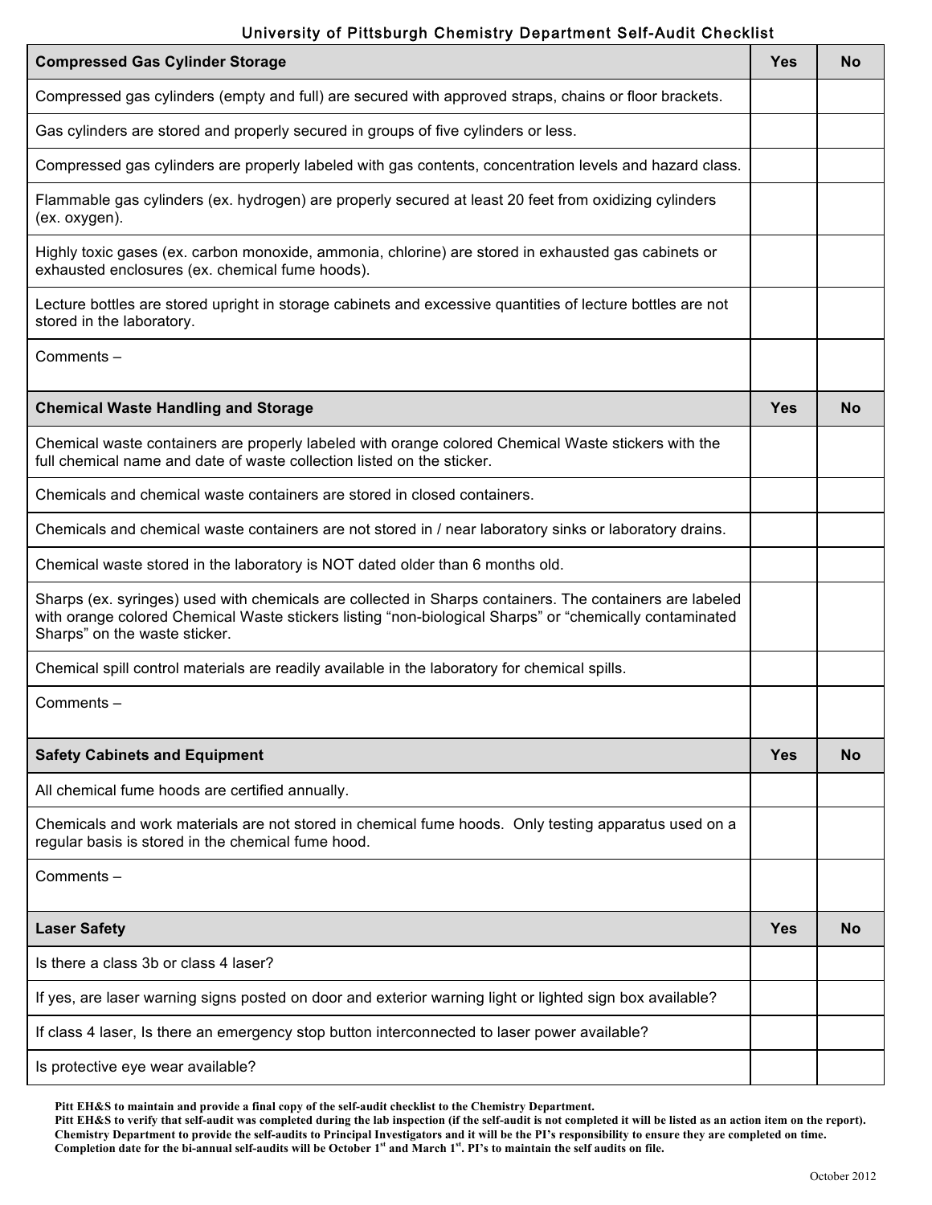# University of Pittsburgh Chemistry Department Self-Audit Checklist

| Compressed Gas Cylinder Storage | Yes | No |
| --- | --- | --- |
| Compressed gas cylinders (empty and full) are secured with approved straps, chains or floor brackets. | | |
| Gas cylinders are stored and properly secured in groups of five cylinders or less. | | |
| Compressed gas cylinders are properly labeled with gas contents, concentration levels and hazard class. | | |
| Flammable gas cylinders (ex. hydrogen) are properly secured at least 20 feet from oxidizing cylinders (ex. oxygen). | | |
| Highly toxic gases (ex. carbon monoxide, ammonia, chlorine) are stored in exhausted gas cabinets or exhausted enclosures (ex. chemical fume hoods). | | |
| Lecture bottles are stored upright in storage cabinets and excessive quantities of lecture bottles are not stored in the laboratory. | | |
| Comments – | | |

| Chemical Waste Handling and Storage | Yes | No |
| --- | --- | --- |
| Chemical waste containers are properly labeled with orange colored Chemical Waste stickers with the full chemical name and date of waste collection listed on the sticker. | | |
| Chemicals and chemical waste containers are stored in closed containers. | | |
| Chemicals and chemical waste containers are not stored in / near laboratory sinks or laboratory drains. | | |
| Chemical waste stored in the laboratory is NOT dated older than 6 months old. | | |
| Sharps (ex. syringes) used with chemicals are collected in Sharps containers. The containers are labeled with orange colored Chemical Waste stickers listing "non-biological Sharps" or "chemically contaminated Sharps" on the waste sticker. | | |
| Chemical spill control materials are readily available in the laboratory for chemical spills. | | |
| Comments – | | |

| Safety Cabinets and Equipment | Yes | No |
| --- | --- | --- |
| All chemical fume hoods are certified annually. | | |
| Chemicals and work materials are not stored in chemical fume hoods. Only testing apparatus used on a regular basis is stored in the chemical fume hood. | | |
| Comments – | | |

| Laser Safety | Yes | No |
| --- | --- | --- |
| Is there a class 3b or class 4 laser? | | |
| If yes, are laser warning signs posted on door and exterior warning light or lighted sign box available? | | |
| If class 4 laser, Is there an emergency stop button interconnected to laser power available? | | |
| Is protective eye wear available? | | |

**Pitt EH&S to maintain and provide a final copy of the self-audit checklist to the Chemistry Department.**
**Pitt EH&S to verify that self-audit was completed during the lab inspection (if the self-audit is not completed it will be listed as an action item on the report).**
**Chemistry Department to provide the self-audits to Principal Investigators and it will be the PI's responsibility to ensure they are completed on time.**
**Completion date for the bi-annual self-audits will be October 1st and March 1st. PI's to maintain the self audits on file.**

October 2012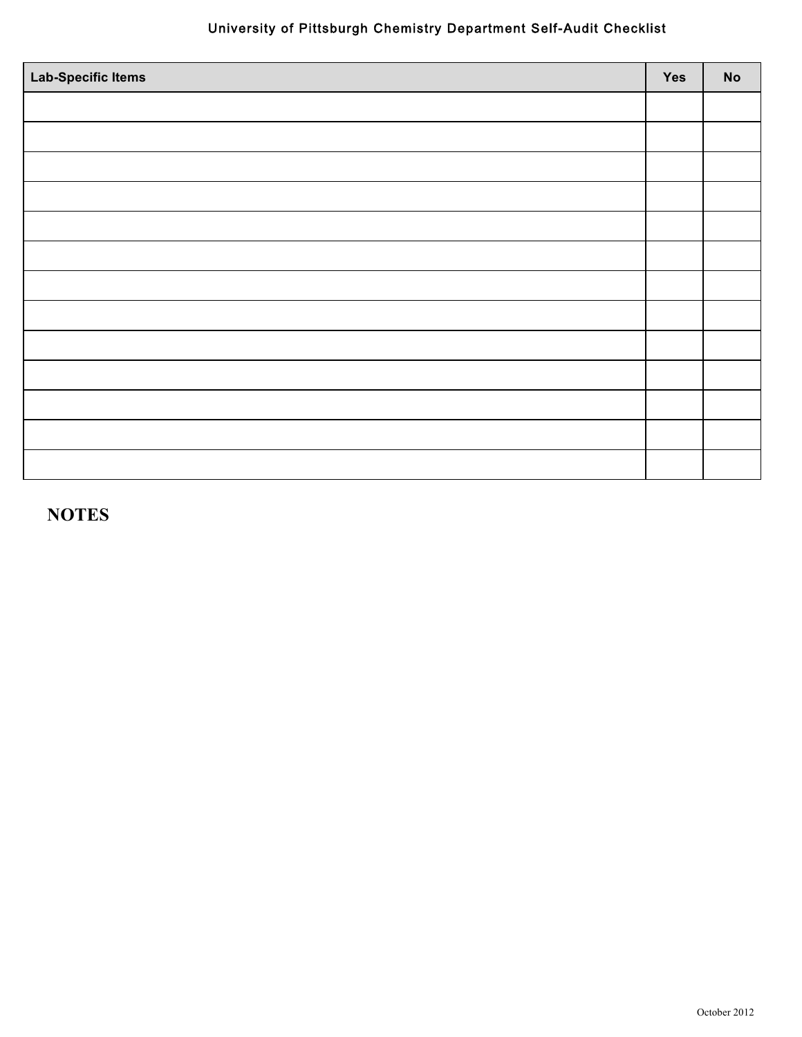| Lab-Specific Items | Yes | No |
|---|---|---|
| | | |
| | | |
| | | |
| | | |
| | | |
| | | |
| | | |
| | | |
| | | |
| | | |
| | | |
| | | |
| | | |

# NOTES